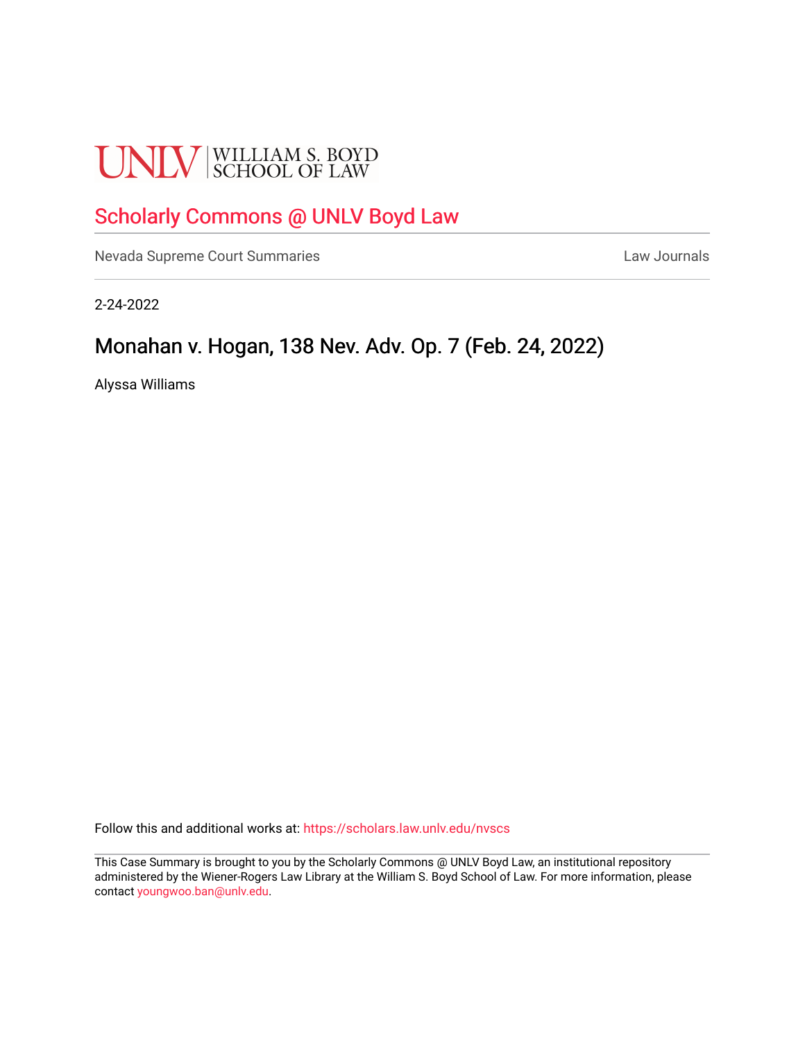UNLV | WILLIAM S. BOYD SCHOOL OF LAW

## Scholarly Commons @ UNLV Boyd Law

Nevada Supreme Court Summaries | Law Journals

2-24-2022

# Monahan v. Hogan, 138 Nev. Adv. Op. 7 (Feb. 24, 2022)

Alyssa Williams

Follow this and additional works at: https://scholars.law.unlv.edu/nvscs

This Case Summary is brought to you by the Scholarly Commons @ UNLV Boyd Law, an institutional repository administered by the Wiener-Rogers Law Library at the William S. Boyd School of Law. For more information, please contact youngwoo.ban@unlv.edu.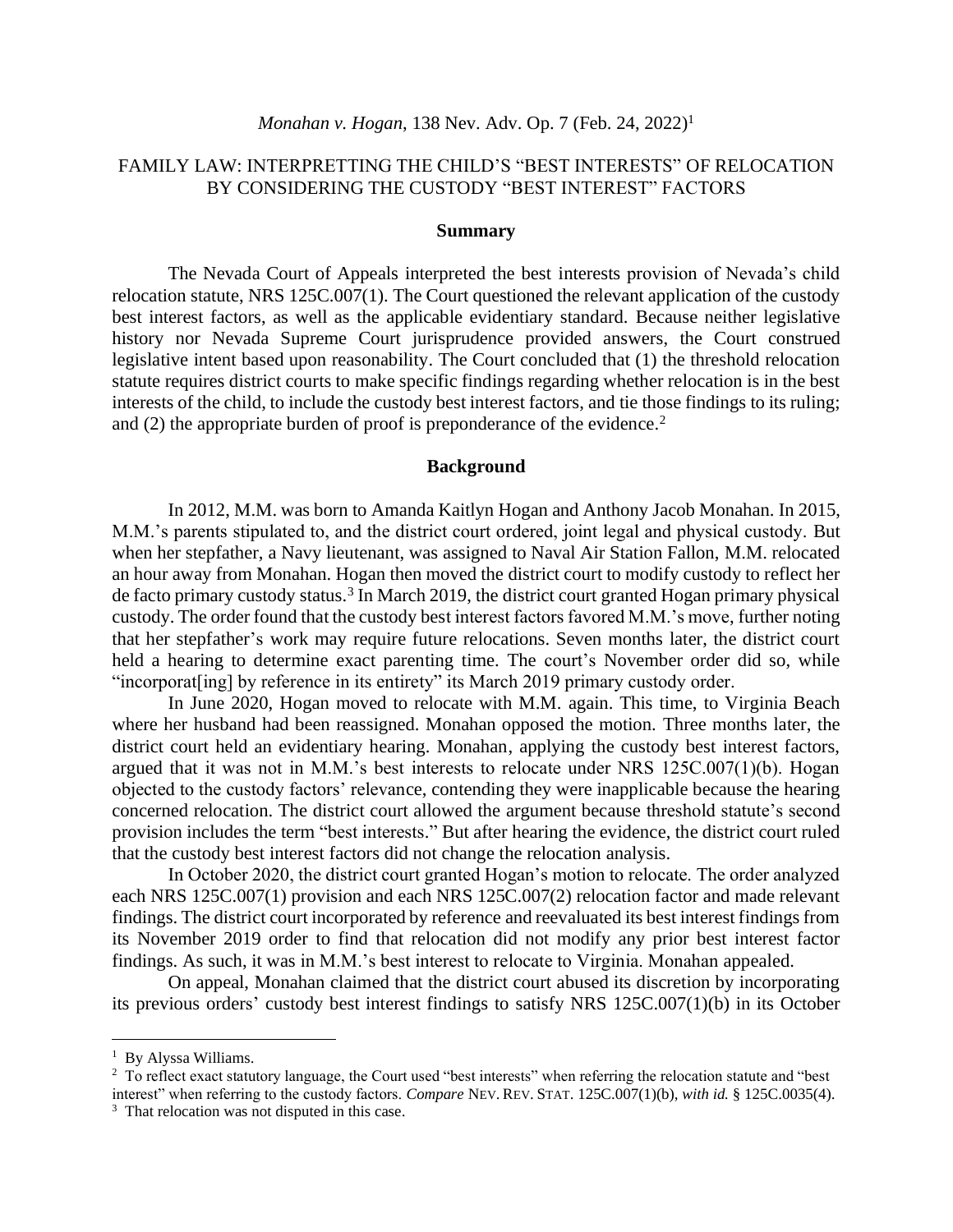*Monahan v. Hogan*, 138 Nev. Adv. Op. 7 (Feb. 24, 2022)[1]

## FAMILY LAW: INTERPRETTING THE CHILD'S "BEST INTERESTS" OF RELOCATION BY CONSIDERING THE CUSTODY "BEST INTEREST" FACTORS

### Summary

The Nevada Court of Appeals interpreted the best interests provision of Nevada's child relocation statute, NRS 125C.007(1). The Court questioned the relevant application of the custody best interest factors, as well as the applicable evidentiary standard. Because neither legislative history nor Nevada Supreme Court jurisprudence provided answers, the Court construed legislative intent based upon reasonability. The Court concluded that (1) the threshold relocation statute requires district courts to make specific findings regarding whether relocation is in the best interests of the child, to include the custody best interest factors, and tie those findings to its ruling; and (2) the appropriate burden of proof is preponderance of the evidence.[2]

### Background

In 2012, M.M. was born to Amanda Kaitlyn Hogan and Anthony Jacob Monahan. In 2015, M.M.'s parents stipulated to, and the district court ordered, joint legal and physical custody. But when her stepfather, a Navy lieutenant, was assigned to Naval Air Station Fallon, M.M. relocated an hour away from Monahan. Hogan then moved the district court to modify custody to reflect her de facto primary custody status.[3] In March 2019, the district court granted Hogan primary physical custody. The order found that the custody best interest factors favored M.M.'s move, further noting that her stepfather's work may require future relocations. Seven months later, the district court held a hearing to determine exact parenting time. The court's November order did so, while "incorporat[ing] by reference in its entirety" its March 2019 primary custody order.

In June 2020, Hogan moved to relocate with M.M. again. This time, to Virginia Beach where her husband had been reassigned. Monahan opposed the motion. Three months later, the district court held an evidentiary hearing. Monahan, applying the custody best interest factors, argued that it was not in M.M.'s best interests to relocate under NRS 125C.007(1)(b). Hogan objected to the custody factors' relevance, contending they were inapplicable because the hearing concerned relocation. The district court allowed the argument because threshold statute's second provision includes the term "best interests." But after hearing the evidence, the district court ruled that the custody best interest factors did not change the relocation analysis.

In October 2020, the district court granted Hogan's motion to relocate. The order analyzed each NRS 125C.007(1) provision and each NRS 125C.007(2) relocation factor and made relevant findings. The district court incorporated by reference and reevaluated its best interest findings from its November 2019 order to find that relocation did not modify any prior best interest factor findings. As such, it was in M.M.'s best interest to relocate to Virginia. Monahan appealed.

On appeal, Monahan claimed that the district court abused its discretion by incorporating its previous orders' custody best interest findings to satisfy NRS 125C.007(1)(b) in its October

---

[1] By Alyssa Williams.

[2] To reflect exact statutory language, the Court used "best interests" when referring the relocation statute and "best interest" when referring to the custody factors. *Compare* NEV. REV. STAT. 125C.007(1)(b), *with id.* § 125C.0035(4).

[3] That relocation was not disputed in this case.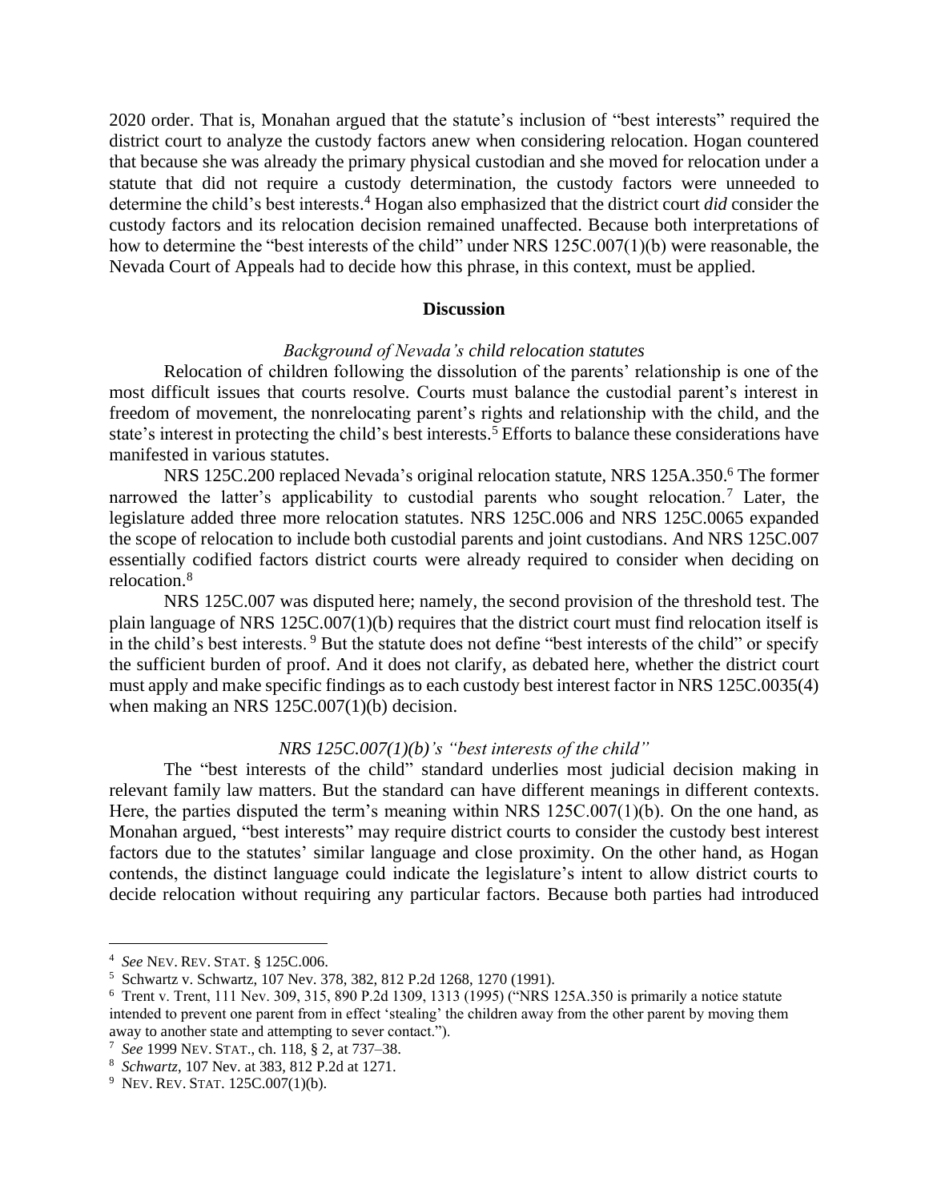2020 order. That is, Monahan argued that the statute's inclusion of "best interests" required the district court to analyze the custody factors anew when considering relocation. Hogan countered that because she was already the primary physical custodian and she moved for relocation under a statute that did not require a custody determination, the custody factors were unneeded to determine the child's best interests.[4] Hogan also emphasized that the district court *did* consider the custody factors and its relocation decision remained unaffected. Because both interpretations of how to determine the "best interests of the child" under NRS 125C.007(1)(b) were reasonable, the Nevada Court of Appeals had to decide how this phrase, in this context, must be applied.

## Discussion

### *Background of Nevada's child relocation statutes*

Relocation of children following the dissolution of the parents' relationship is one of the most difficult issues that courts resolve. Courts must balance the custodial parent's interest in freedom of movement, the nonrelocating parent's rights and relationship with the child, and the state's interest in protecting the child's best interests.[5] Efforts to balance these considerations have manifested in various statutes.

NRS 125C.200 replaced Nevada's original relocation statute, NRS 125A.350.[6] The former narrowed the latter's applicability to custodial parents who sought relocation.[7] Later, the legislature added three more relocation statutes. NRS 125C.006 and NRS 125C.0065 expanded the scope of relocation to include both custodial parents and joint custodians. And NRS 125C.007 essentially codified factors district courts were already required to consider when deciding on relocation.[8]

NRS 125C.007 was disputed here; namely, the second provision of the threshold test. The plain language of NRS 125C.007(1)(b) requires that the district court must find relocation itself is in the child's best interests.[9] But the statute does not define "best interests of the child" or specify the sufficient burden of proof. And it does not clarify, as debated here, whether the district court must apply and make specific findings as to each custody best interest factor in NRS 125C.0035(4) when making an NRS 125C.007(1)(b) decision.

### *NRS 125C.007(1)(b)'s "best interests of the child"*

The "best interests of the child" standard underlies most judicial decision making in relevant family law matters. But the standard can have different meanings in different contexts. Here, the parties disputed the term's meaning within NRS 125C.007(1)(b). On the one hand, as Monahan argued, "best interests" may require district courts to consider the custody best interest factors due to the statutes' similar language and close proximity. On the other hand, as Hogan contends, the distinct language could indicate the legislature's intent to allow district courts to decide relocation without requiring any particular factors. Because both parties had introduced

---

[4] *See* NEV. REV. STAT. § 125C.006.

[5] Schwartz v. Schwartz, 107 Nev. 378, 382, 812 P.2d 1268, 1270 (1991).

[6] Trent v. Trent, 111 Nev. 309, 315, 890 P.2d 1309, 1313 (1995) ("NRS 125A.350 is primarily a notice statute intended to prevent one parent from in effect 'stealing' the children away from the other parent by moving them away to another state and attempting to sever contact.").

[7] *See* 1999 NEV. STAT., ch. 118, § 2, at 737–38.

[8] *Schwartz*, 107 Nev. at 383, 812 P.2d at 1271.

[9] NEV. REV. STAT. 125C.007(1)(b).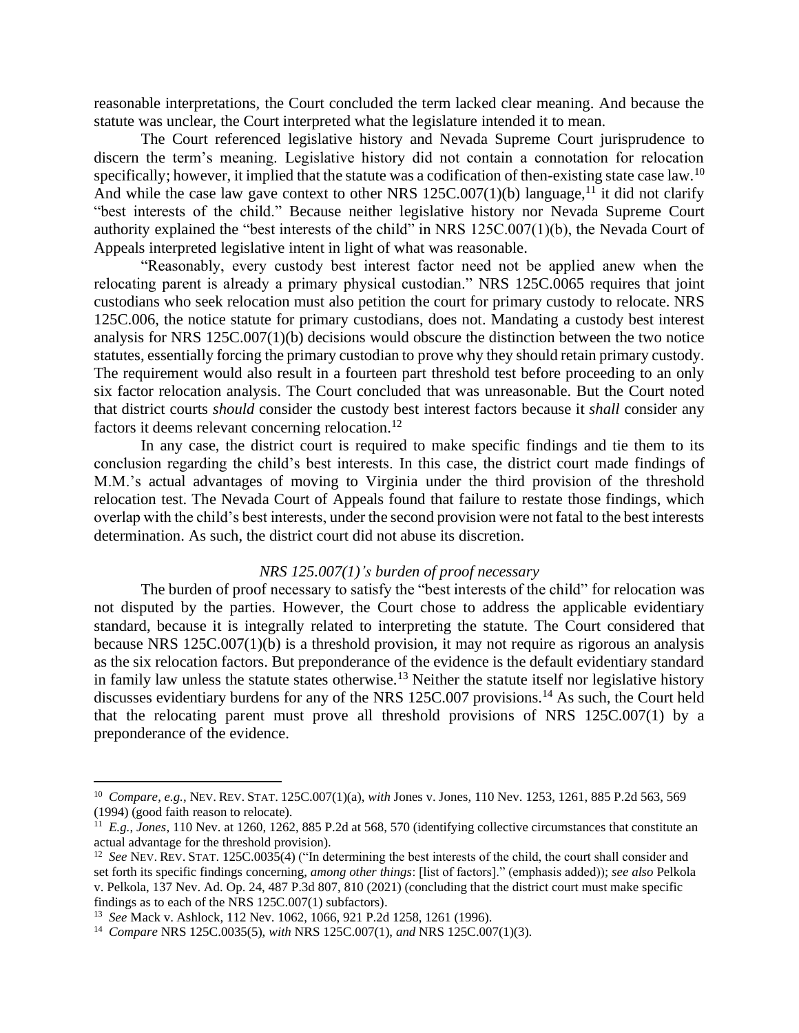reasonable interpretations, the Court concluded the term lacked clear meaning. And because the statute was unclear, the Court interpreted what the legislature intended it to mean.

The Court referenced legislative history and Nevada Supreme Court jurisprudence to discern the term's meaning. Legislative history did not contain a connotation for relocation specifically; however, it implied that the statute was a codification of then-existing state case law.[10] And while the case law gave context to other NRS 125C.007(1)(b) language,[11] it did not clarify "best interests of the child." Because neither legislative history nor Nevada Supreme Court authority explained the "best interests of the child" in NRS 125C.007(1)(b), the Nevada Court of Appeals interpreted legislative intent in light of what was reasonable.

"Reasonably, every custody best interest factor need not be applied anew when the relocating parent is already a primary physical custodian." NRS 125C.0065 requires that joint custodians who seek relocation must also petition the court for primary custody to relocate. NRS 125C.006, the notice statute for primary custodians, does not. Mandating a custody best interest analysis for NRS 125C.007(1)(b) decisions would obscure the distinction between the two notice statutes, essentially forcing the primary custodian to prove why they should retain primary custody. The requirement would also result in a fourteen part threshold test before proceeding to an only six factor relocation analysis. The Court concluded that was unreasonable. But the Court noted that district courts *should* consider the custody best interest factors because it *shall* consider any factors it deems relevant concerning relocation.[12]

In any case, the district court is required to make specific findings and tie them to its conclusion regarding the child's best interests. In this case, the district court made findings of M.M.'s actual advantages of moving to Virginia under the third provision of the threshold relocation test. The Nevada Court of Appeals found that failure to restate those findings, which overlap with the child's best interests, under the second provision were not fatal to the best interests determination. As such, the district court did not abuse its discretion.

### *NRS 125.007(1)'s burden of proof necessary*

The burden of proof necessary to satisfy the "best interests of the child" for relocation was not disputed by the parties. However, the Court chose to address the applicable evidentiary standard, because it is integrally related to interpreting the statute. The Court considered that because NRS 125C.007(1)(b) is a threshold provision, it may not require as rigorous an analysis as the six relocation factors. But preponderance of the evidence is the default evidentiary standard in family law unless the statute states otherwise.[13] Neither the statute itself nor legislative history discusses evidentiary burdens for any of the NRS 125C.007 provisions.[14] As such, the Court held that the relocating parent must prove all threshold provisions of NRS 125C.007(1) by a preponderance of the evidence.

---

[10] *Compare*, *e.g.*, NEV. REV. STAT. 125C.007(1)(a), *with* Jones v. Jones, 110 Nev. 1253, 1261, 885 P.2d 563, 569 (1994) (good faith reason to relocate).

[11] *E.g., Jones*, 110 Nev. at 1260, 1262, 885 P.2d at 568, 570 (identifying collective circumstances that constitute an actual advantage for the threshold provision).

[12] *See* NEV. REV. STAT. 125C.0035(4) ("In determining the best interests of the child, the court shall consider and set forth its specific findings concerning, *among other things*: [list of factors]." (emphasis added)); *see also* Pelkola v. Pelkola, 137 Nev. Ad. Op. 24, 487 P.3d 807, 810 (2021) (concluding that the district court must make specific findings as to each of the NRS 125C.007(1) subfactors).

[13] *See* Mack v. Ashlock, 112 Nev. 1062, 1066, 921 P.2d 1258, 1261 (1996).

[14] *Compare* NRS 125C.0035(5), *with* NRS 125C.007(1), *and* NRS 125C.007(1)(3).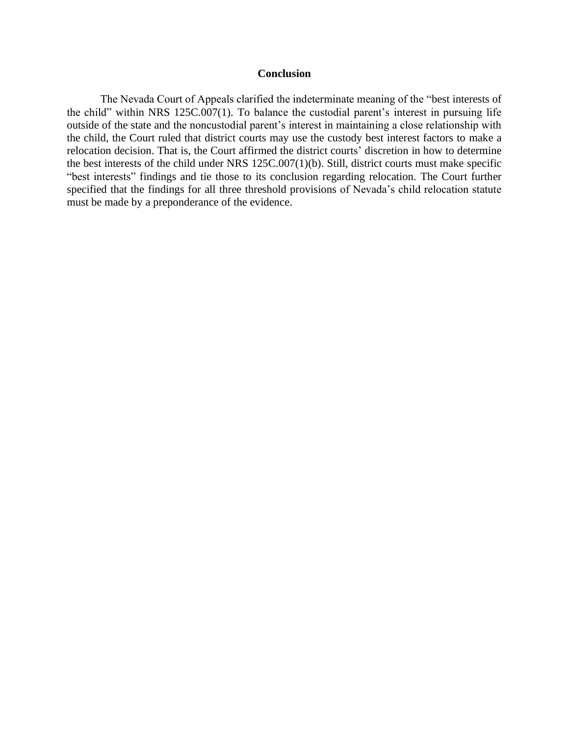## Conclusion

The Nevada Court of Appeals clarified the indeterminate meaning of the "best interests of the child" within NRS 125C.007(1). To balance the custodial parent's interest in pursuing life outside of the state and the noncustodial parent's interest in maintaining a close relationship with the child, the Court ruled that district courts may use the custody best interest factors to make a relocation decision. That is, the Court affirmed the district courts' discretion in how to determine the best interests of the child under NRS 125C.007(1)(b). Still, district courts must make specific "best interests" findings and tie those to its conclusion regarding relocation. The Court further specified that the findings for all three threshold provisions of Nevada's child relocation statute must be made by a preponderance of the evidence.